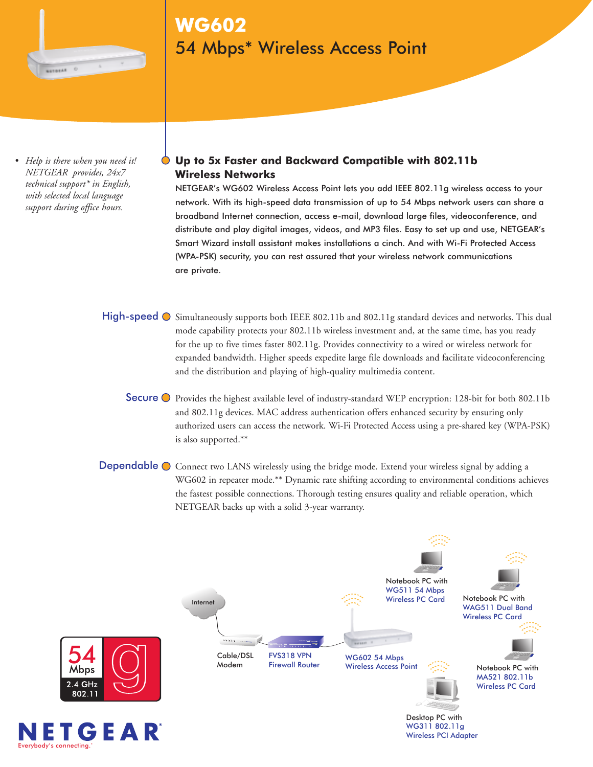# WG602

## 54 Mbps* Wireless Access Point

- *Help is there when you need it! NETGEAR provides, 24x7 technical support* in English, with selected local language support during office hours.*

### Up to 5x Faster and Backward Compatible with 802.11b Wireless Networks

NETGEAR's WG602 Wireless Access Point lets you add IEEE 802.11g wireless access to your network. With its high-speed data transmission of up to 54 Mbps network users can share a broadband Internet connection, access e-mail, download large files, videoconference, and distribute and play digital images, videos, and MP3 files. Easy to set up and use, NETGEAR's Smart Wizard install assistant makes installations a cinch. And with Wi-Fi Protected Access (WPA-PSK) security, you can rest assured that your wireless network communications are private.

**High-speed** Simultaneously supports both IEEE 802.11b and 802.11g standard devices and networks. This dual mode capability protects your 802.11b wireless investment and, at the same time, has you ready for the up to five times faster 802.11g. Provides connectivity to a wired or wireless network for expanded bandwidth. Higher speeds expedite large file downloads and facilitate videoconferencing and the distribution and playing of high-quality multimedia content.

**Secure** Provides the highest available level of industry-standard WEP encryption: 128-bit for both 802.11b and 802.11g devices. MAC address authentication offers enhanced security by ensuring only authorized users can access the network. Wi-Fi Protected Access using a pre-shared key (WPA-PSK) is also supported.**

**Dependable** Connect two LANS wirelessly using the bridge mode. Extend your wireless signal by adding a WG602 in repeater mode.** Dynamic rate shifting according to environmental conditions achieves the fastest possible connections. Thorough testing ensures quality and reliable operation, which NETGEAR backs up with a solid 3-year warranty.

Internet

Cable/DSL Modem

FVS318 VPN Firewall Router

WG602 54 Mbps Wireless Access Point

Notebook PC with WG511 54 Mbps Wireless PC Card

Notebook PC with WAG511 Dual Band Wireless PC Card

Notebook PC with MA521 802.11b Wireless PC Card

Desktop PC with WG311 802.11g Wireless PCI Adapter

54 Mbps 2.4 GHz 802.11 g

NETGEAR
Everybody's connecting.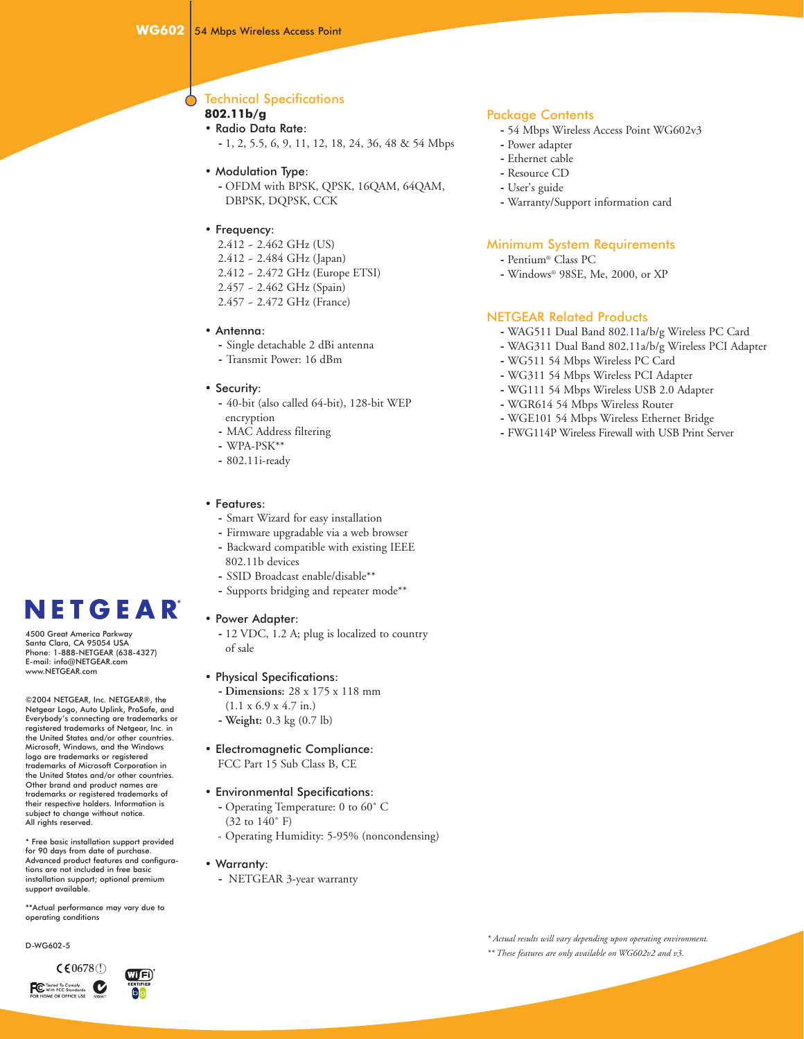## Technical Specifications

**802.11b/g**

- Radio Data Rate:
  - 1, 2, 5.5, 6, 9, 11, 12, 18, 24, 36, 48 & 54 Mbps
- Modulation Type:
  - OFDM with BPSK, QPSK, 16QAM, 64QAM, DBPSK, DQPSK, CCK
- Frequency:
  - 2.412 ~ 2.462 GHz (US)
  - 2.412 ~ 2.484 GHz (Japan)
  - 2.412 ~ 2.472 GHz (Europe ETSI)
  - 2.457 ~ 2.462 GHz (Spain)
  - 2.457 ~ 2.472 GHz (France)
- Antenna:
  - Single detachable 2 dBi antenna
  - Transmit Power: 16 dBm
- Security:
  - 40-bit (also called 64-bit), 128-bit WEP encryption
  - MAC Address filtering
  - WPA-PSK**
  - 802.11i-ready
- Features:
  - Smart Wizard for easy installation
  - Firmware upgradable via a web browser
  - Backward compatible with existing IEEE 802.11b devices
  - SSID Broadcast enable/disable**
  - Supports bridging and repeater mode**
- Power Adapter:
  - 12 VDC, 1.2 A; plug is localized to country of sale
- Physical Specifications:
  - **Dimensions:** 28 x 175 x 118 mm (1.1 x 6.9 x 4.7 in.)
  - **Weight:** 0.3 kg (0.7 lb)
- Electromagnetic Compliance:
  - FCC Part 15 Sub Class B, CE
- Environmental Specifications:
  - Operating Temperature: 0 to 60° C (32 to 140° F)
  - Operating Humidity: 5-95% (noncondensing)
- Warranty:
  - NETGEAR 3-year warranty

## Package Contents

- 54 Mbps Wireless Access Point WG602v3
- Power adapter
- Ethernet cable
- Resource CD
- User's guide
- Warranty/Support information card

## Minimum System Requirements

- Pentium® Class PC
- Windows® 98SE, Me, 2000, or XP

## NETGEAR Related Products

- WAG511 Dual Band 802.11a/b/g Wireless PC Card
- WAG311 Dual Band 802.11a/b/g Wireless PCI Adapter
- WG511 54 Mbps Wireless PC Card
- WG311 54 Mbps Wireless PCI Adapter
- WG111 54 Mbps Wireless USB 2.0 Adapter
- WGR614 54 Mbps Wireless Router
- WGE101 54 Mbps Wireless Ethernet Bridge
- FWG114P Wireless Firewall with USB Print Server

*\* Actual results will vary depending upon operating environment.*

*\*\* These features are only available on WG602v2 and v3.*

**NETGEAR®**

4500 Great America Parkway
Santa Clara, CA 95054 USA
Phone: 1-888-NETGEAR (638-4327)
E-mail: info@NETGEAR.com
www.NETGEAR.com

©2004 NETGEAR, Inc. NETGEAR®, the Netgear Logo, Auto Uplink, ProSafe, and Everybody's connecting are trademarks or registered trademarks of Netgear, Inc. in the United States and/or other countries. Microsoft, Windows, and the Windows logo are trademarks or registered trademarks of Microsoft Corporation in the United States and/or other countries. Other brand and product names are trademarks or registered trademarks of their respective holders. Information is subject to change without notice. All rights reserved.

\* Free basic installation support provided for 90 days from date of purchase. Advanced product features and configurations are not included in free basic installation support; optional premium support available.

\*\*Actual performance may vary due to operating conditions

D-WG602-5

CE0678 ⓘ

Tested To Comply With FCC Standards FOR HOME OR OFFICE USE

N10947

Wi-Fi CERTIFIED b g